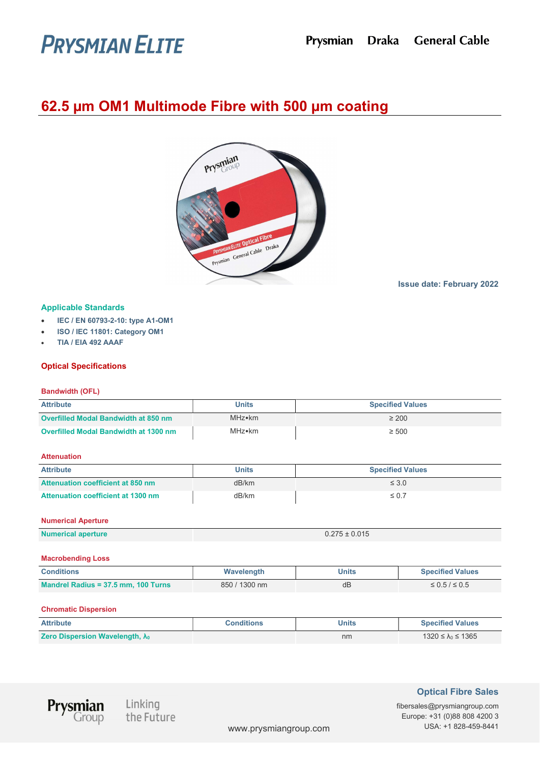# PRYSMIAN ELITE

Prysmian Draka General Cable

## 62.5 µm OM1 Multimode Fibre with 500 µm coating

Issue date: February 2022

### Applicable Standards

- IEC / EN 60793-2-10: type A1-OM1
- ISO / IEC 11801: Category OM1
- TIA / EIA 492 AAAF

### Optical Specifications

#### Bandwidth (OFL)

| Attribute | Units | Specified Values |
|---|---|---|
| Overfilled Modal Bandwidth at 850 nm | MHz•km | ≥ 200 |
| Overfilled Modal Bandwidth at 1300 nm | MHz•km | ≥ 500 |

#### Attenuation

| Attribute | Units | Specified Values |
|---|---|---|
| Attenuation coefficient at 850 nm | dB/km | ≤ 3.0 |
| Attenuation coefficient at 1300 nm | dB/km | ≤ 0.7 |

#### Numerical Aperture

| Numerical aperture | 0.275 ± 0.015 |
|---|---|

#### Macrobending Loss

| Conditions | Wavelength | Units | Specified Values |
|---|---|---|---|
| Mandrel Radius = 37.5 mm, 100 Turns | 850 / 1300 nm | dB | ≤ 0.5 / ≤ 0.5 |

#### Chromatic Dispersion

| Attribute | Conditions | Units | Specified Values |
|---|---|---|---|
| Zero Dispersion Wavelength, $\lambda_0$ | | nm | $1320 \leq \lambda_0 \leq 1365$ |

Prysmian Group Linking the Future

www.prysmiangroup.com

**Optical Fibre Sales**

fibersales@prysmiangroup.com
Europe: +31 (0)88 808 4200 3
USA: +1 828-459-8441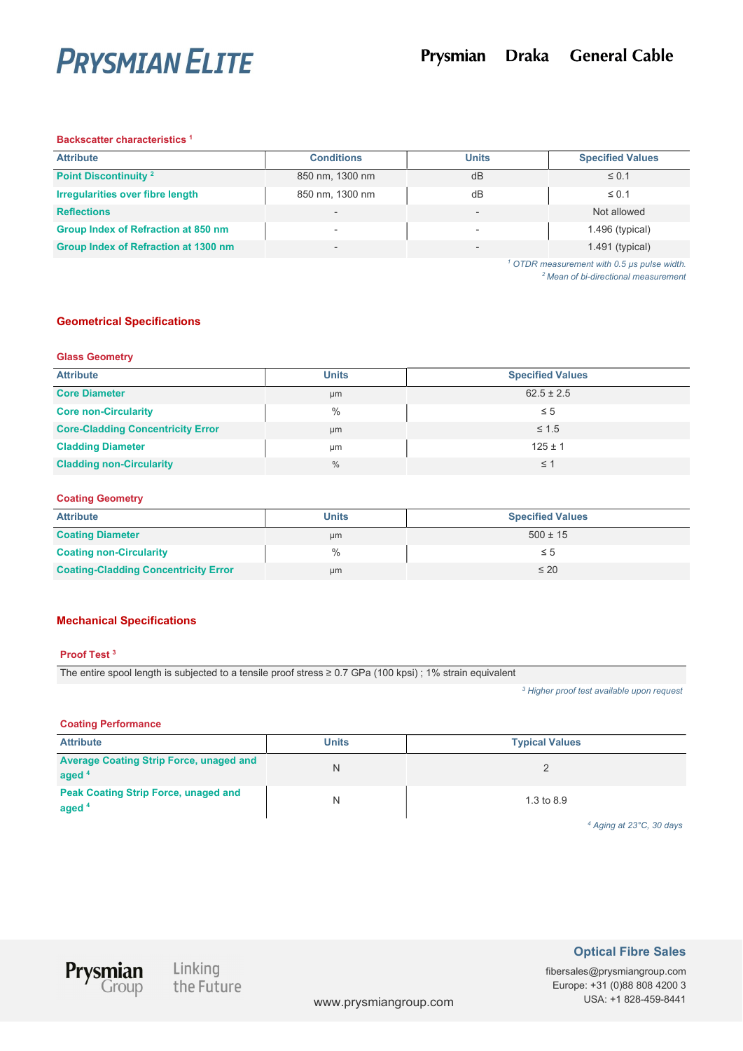#### Backscatter characteristics [1]

| Attribute | Conditions | Units | Specified Values |
|---|---|---|---|
| Point Discontinuity [2] | 850 nm, 1300 nm | dB | ≤ 0.1 |
| Irregularities over fibre length | 850 nm, 1300 nm | dB | ≤ 0.1 |
| Reflections | - | - | Not allowed |
| Group Index of Refraction at 850 nm | - | - | 1.496 (typical) |
| Group Index of Refraction at 1300 nm | - | - | 1.491 (typical) |

*[1] OTDR measurement with 0.5 µs pulse width.*
*[2] Mean of bi-directional measurement*

## Geometrical Specifications

#### Glass Geometry

| Attribute | Units | Specified Values |
|---|---|---|
| Core Diameter | µm | 62.5 ± 2.5 |
| Core non-Circularity | % | ≤ 5 |
| Core-Cladding Concentricity Error | µm | ≤ 1.5 |
| Cladding Diameter | µm | 125 ± 1 |
| Cladding non-Circularity | % | ≤ 1 |

#### Coating Geometry

| Attribute | Units | Specified Values |
|---|---|---|
| Coating Diameter | µm | 500 ± 15 |
| Coating non-Circularity | % | ≤ 5 |
| Coating-Cladding Concentricity Error | µm | ≤ 20 |

## Mechanical Specifications

#### Proof Test [3]

The entire spool length is subjected to a tensile proof stress ≥ 0.7 GPa (100 kpsi) ; 1% strain equivalent

*[3] Higher proof test available upon request*

#### Coating Performance

| Attribute | Units | Typical Values |
|---|---|---|
| Average Coating Strip Force, unaged and aged [4] | N | 2 |
| Peak Coating Strip Force, unaged and aged [4] | N | 1.3 to 8.9 |

*[4] Aging at 23°C, 30 days*

**Optical Fibre Sales**

fibersales@prysmiangroup.com
Europe: +31 (0)88 808 4200 3
USA: +1 828-459-8441

www.prysmiangroup.com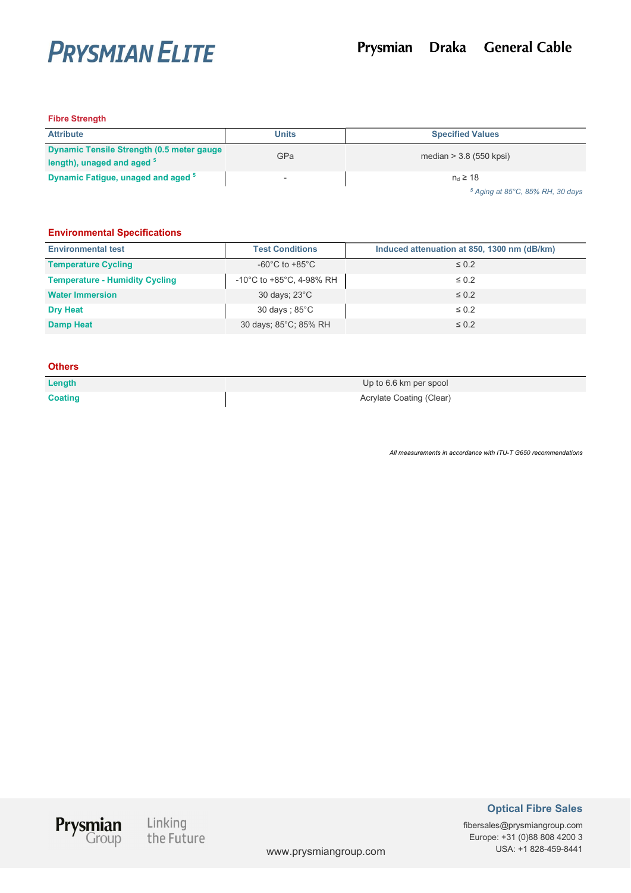### Fibre Strength

| Attribute | Units | Specified Values |
|---|---|---|
| Dynamic Tensile Strength (0.5 meter gauge length), unaged and aged [5] | GPa | median > 3.8 (550 kpsi) |
| Dynamic Fatigue, unaged and aged [5] | - | $n_d \geq 18$ |

*[5] Aging at 85°C, 85% RH, 30 days*

### Environmental Specifications

| Environmental test | Test Conditions | Induced attenuation at 850, 1300 nm (dB/km) |
|---|---|---|
| Temperature Cycling | -60°C to +85°C | ≤ 0.2 |
| Temperature - Humidity Cycling | -10°C to +85°C, 4-98% RH | ≤ 0.2 |
| Water Immersion | 30 days; 23°C | ≤ 0.2 |
| Dry Heat | 30 days ; 85°C | ≤ 0.2 |
| Damp Heat | 30 days; 85°C; 85% RH | ≤ 0.2 |

### Others

| | |
|---|---|
| Length | Up to 6.6 km per spool |
| Coating | Acrylate Coating (Clear) |

*All measurements in accordance with ITU-T G650 recommendations*

**Optical Fibre Sales**

fibersales@prysmiangroup.com
Europe: +31 (0)88 808 4200 3
USA: +1 828-459-8441

www.prysmiangroup.com